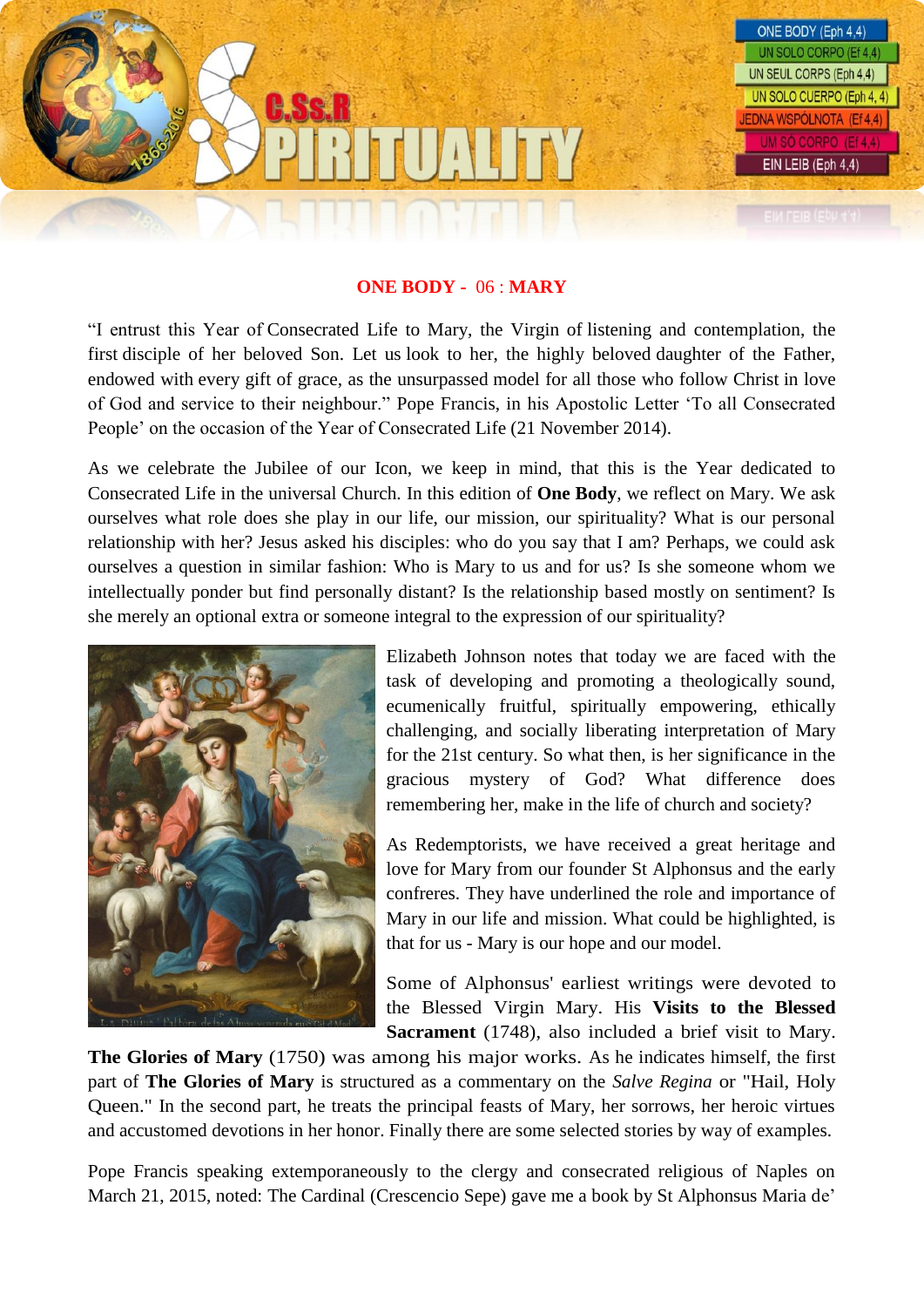## ONE BODY - 06 : MARY

"I entrust this Year of Consecrated Life to Mary, the Virgin of listening and contemplation, the first disciple of her beloved Son. Let us look to her, the highly beloved daughter of the Father, endowed with every gift of grace, as the unsurpassed model for all those who follow Christ in love of God and service to their neighbour." Pope Francis, in his Apostolic Letter 'To all Consecrated People' on the occasion of the Year of Consecrated Life (21 November 2014).

As we celebrate the Jubilee of our Icon, we keep in mind, that this is the Year dedicated to Consecrated Life in the universal Church. In this edition of **One Body**, we reflect on Mary. We ask ourselves what role does she play in our life, our mission, our spirituality? What is our personal relationship with her? Jesus asked his disciples: who do you say that I am? Perhaps, we could ask ourselves a question in similar fashion: Who is Mary to us and for us? Is she someone whom we intellectually ponder but find personally distant? Is the relationship based mostly on sentiment? Is she merely an optional extra or someone integral to the expression of our spirituality?

Elizabeth Johnson notes that today we are faced with the task of developing and promoting a theologically sound, ecumenically fruitful, spiritually empowering, ethically challenging, and socially liberating interpretation of Mary for the 21st century. So what then, is her significance in the gracious mystery of God? What difference does remembering her, make in the life of church and society?

As Redemptorists, we have received a great heritage and love for Mary from our founder St Alphonsus and the early confreres. They have underlined the role and importance of Mary in our life and mission. What could be highlighted, is that for us - Mary is our hope and our model.

Some of Alphonsus' earliest writings were devoted to the Blessed Virgin Mary. His **Visits to the Blessed Sacrament** (1748), also included a brief visit to Mary. **The Glories of Mary** (1750) was among his major works. As he indicates himself, the first part of **The Glories of Mary** is structured as a commentary on the *Salve Regina* or "Hail, Holy Queen." In the second part, he treats the principal feasts of Mary, her sorrows, her heroic virtues and accustomed devotions in her honor. Finally there are some selected stories by way of examples.

Pope Francis speaking extemporaneously to the clergy and consecrated religious of Naples on March 21, 2015, noted: The Cardinal (Crescencio Sepe) gave me a book by St Alphonsus Maria de'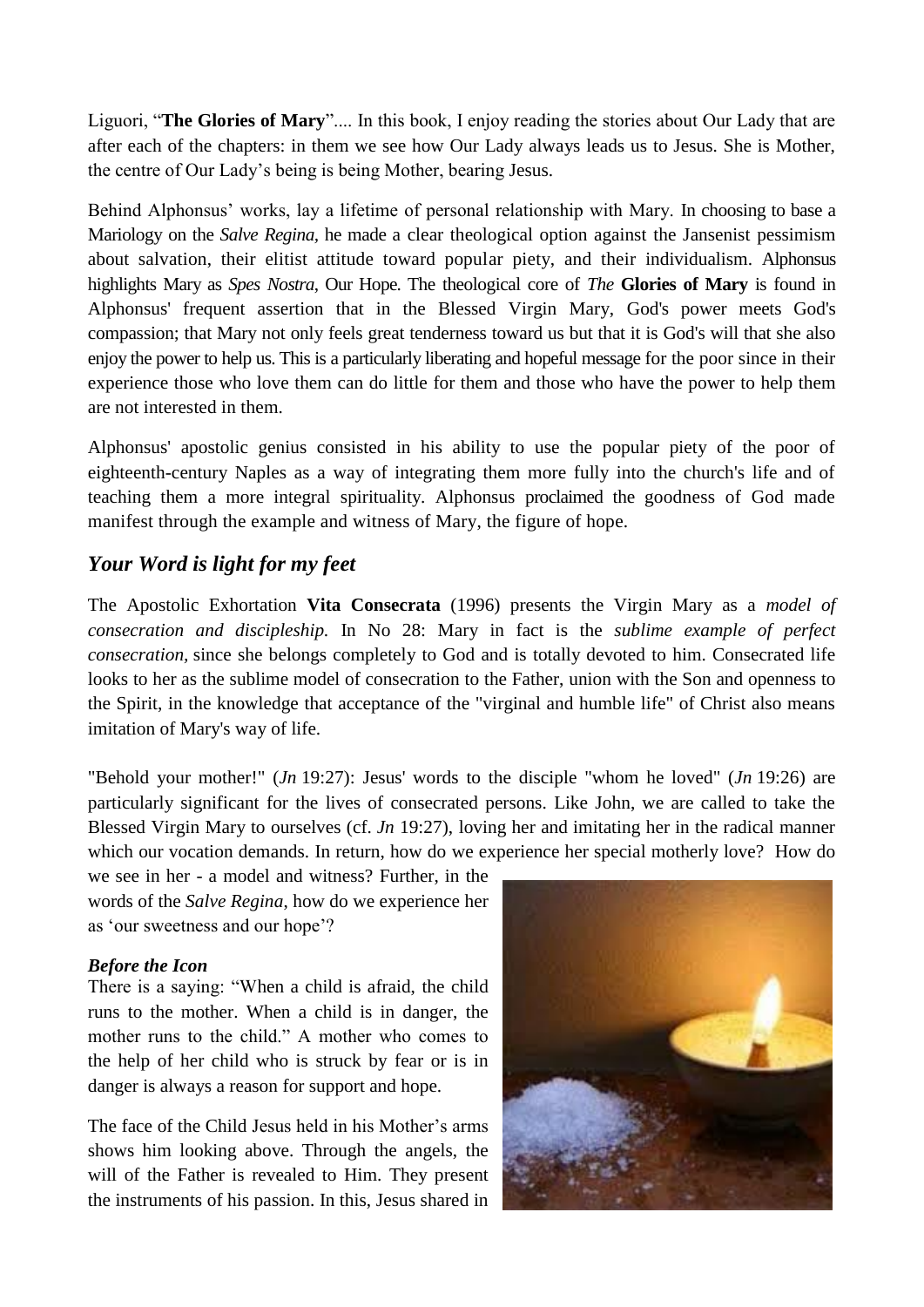Liguori, "**The Glories of Mary**".... In this book, I enjoy reading the stories about Our Lady that are after each of the chapters: in them we see how Our Lady always leads us to Jesus. She is Mother, the centre of Our Lady's being is being Mother, bearing Jesus.

Behind Alphonsus' works, lay a lifetime of personal relationship with Mary. In choosing to base a Mariology on the *Salve Regina,* he made a clear theological option against the Jansenist pessimism about salvation, their elitist attitude toward popular piety, and their individualism. Alphonsus highlights Mary as *Spes Nostra,* Our Hope. The theological core of *The* **Glories of Mary** is found in Alphonsus' frequent assertion that in the Blessed Virgin Mary, God's power meets God's compassion; that Mary not only feels great tenderness toward us but that it is God's will that she also enjoy the power to help us. This is a particularly liberating and hopeful message for the poor since in their experience those who love them can do little for them and those who have the power to help them are not interested in them.

Alphonsus' apostolic genius consisted in his ability to use the popular piety of the poor of eighteenth-century Naples as a way of integrating them more fully into the church's life and of teaching them a more integral spirituality. Alphonsus proclaimed the goodness of God made manifest through the example and witness of Mary, the figure of hope.

## *Your Word is light for my feet*

The Apostolic Exhortation **Vita Consecrata** (1996) presents the Virgin Mary as a *model of consecration and discipleship.* In No 28: Mary in fact is the *sublime example of perfect consecration,* since she belongs completely to God and is totally devoted to him. Consecrated life looks to her as the sublime model of consecration to the Father, union with the Son and openness to the Spirit, in the knowledge that acceptance of the "virginal and humble life" of Christ also means imitation of Mary's way of life.

"Behold your mother!" (*Jn* 19:27): Jesus' words to the disciple "whom he loved" (*Jn* 19:26) are particularly significant for the lives of consecrated persons. Like John, we are called to take the Blessed Virgin Mary to ourselves (cf. *Jn* 19:27), loving her and imitating her in the radical manner which our vocation demands. In return, how do we experience her special motherly love? How do we see in her - a model and witness? Further, in the words of the *Salve Regina*, how do we experience her as 'our sweetness and our hope'?

### *Before the Icon*

There is a saying: "When a child is afraid, the child runs to the mother. When a child is in danger, the mother runs to the child." A mother who comes to the help of her child who is struck by fear or is in danger is always a reason for support and hope.

The face of the Child Jesus held in his Mother's arms shows him looking above. Through the angels, the will of the Father is revealed to Him. They present the instruments of his passion. In this, Jesus shared in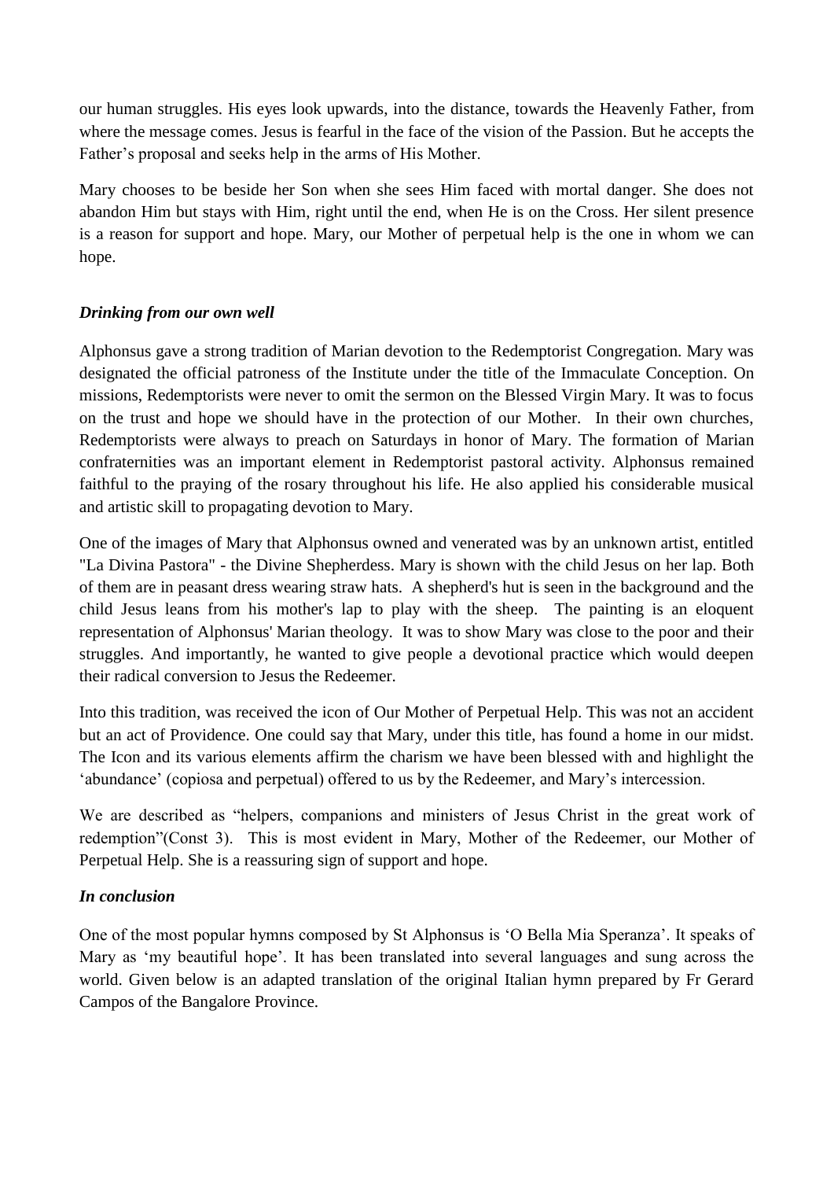our human struggles. His eyes look upwards, into the distance, towards the Heavenly Father, from where the message comes. Jesus is fearful in the face of the vision of the Passion. But he accepts the Father's proposal and seeks help in the arms of His Mother.

Mary chooses to be beside her Son when she sees Him faced with mortal danger. She does not abandon Him but stays with Him, right until the end, when He is on the Cross. Her silent presence is a reason for support and hope. Mary, our Mother of perpetual help is the one in whom we can hope.

### *Drinking from our own well*

Alphonsus gave a strong tradition of Marian devotion to the Redemptorist Congregation. Mary was designated the official patroness of the Institute under the title of the Immaculate Conception. On missions, Redemptorists were never to omit the sermon on the Blessed Virgin Mary. It was to focus on the trust and hope we should have in the protection of our Mother. In their own churches, Redemptorists were always to preach on Saturdays in honor of Mary. The formation of Marian confraternities was an important element in Redemptorist pastoral activity. Alphonsus remained faithful to the praying of the rosary throughout his life. He also applied his considerable musical and artistic skill to propagating devotion to Mary.

One of the images of Mary that Alphonsus owned and venerated was by an unknown artist, entitled "La Divina Pastora" - the Divine Shepherdess. Mary is shown with the child Jesus on her lap. Both of them are in peasant dress wearing straw hats. A shepherd's hut is seen in the background and the child Jesus leans from his mother's lap to play with the sheep. The painting is an eloquent representation of Alphonsus' Marian theology. It was to show Mary was close to the poor and their struggles. And importantly, he wanted to give people a devotional practice which would deepen their radical conversion to Jesus the Redeemer.

Into this tradition, was received the icon of Our Mother of Perpetual Help. This was not an accident but an act of Providence. One could say that Mary, under this title, has found a home in our midst. The Icon and its various elements affirm the charism we have been blessed with and highlight the 'abundance' (copiosa and perpetual) offered to us by the Redeemer, and Mary's intercession.

We are described as "helpers, companions and ministers of Jesus Christ in the great work of redemption"(Const 3). This is most evident in Mary, Mother of the Redeemer, our Mother of Perpetual Help. She is a reassuring sign of support and hope.

### *In conclusion*

One of the most popular hymns composed by St Alphonsus is 'O Bella Mia Speranza'. It speaks of Mary as 'my beautiful hope'. It has been translated into several languages and sung across the world. Given below is an adapted translation of the original Italian hymn prepared by Fr Gerard Campos of the Bangalore Province.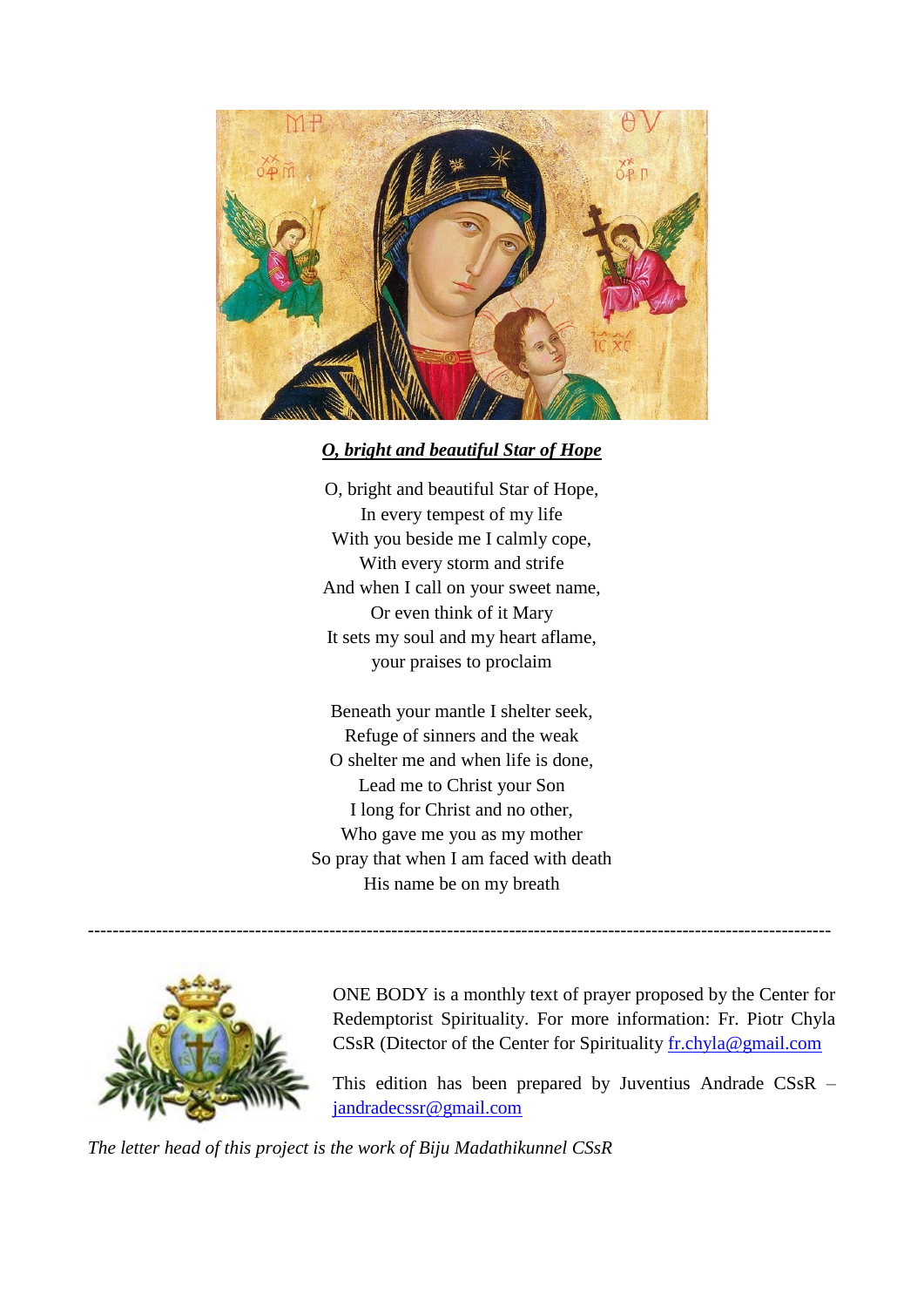***O, bright and beautiful Star of Hope***

O, bright and beautiful Star of Hope,
In every tempest of my life
With you beside me I calmly cope,
With every storm and strife
And when I call on your sweet name,
Or even think of it Mary
It sets my soul and my heart aflame,
your praises to proclaim

Beneath your mantle I shelter seek,
Refuge of sinners and the weak
O shelter me and when life is done,
Lead me to Christ your Son
I long for Christ and no other,
Who gave me you as my mother
So pray that when I am faced with death
His name be on my breath

---

ONE BODY is a monthly text of prayer proposed by the Center for Redemptorist Spirituality. For more information: Fr. Piotr Chyla CSsR (Ditector of the Center for Spirituality fr.chyla@gmail.com

This edition has been prepared by Juventius Andrade CSsR – jandradecssr@gmail.com

*The letter head of this project is the work of Biju Madathikunnel CSsR*